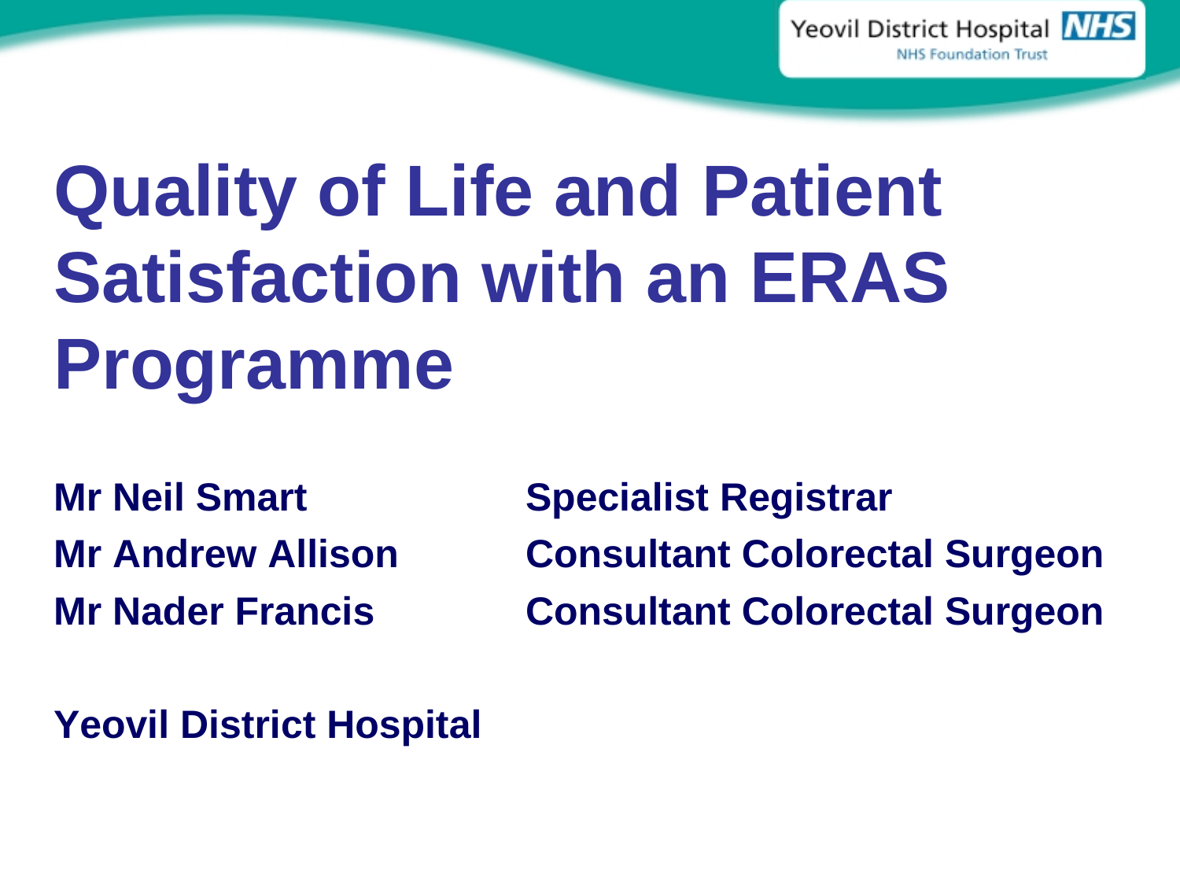# Quality of Life and Patient Satisfaction with an ERAS Programme

| | |
|---|---|
| **Mr Neil Smart** | **Specialist Registrar** |
| **Mr Andrew Allison** | **Consultant Colorectal Surgeon** |
| **Mr Nader Francis** | **Consultant Colorectal Surgeon** |

**Yeovil District Hospital**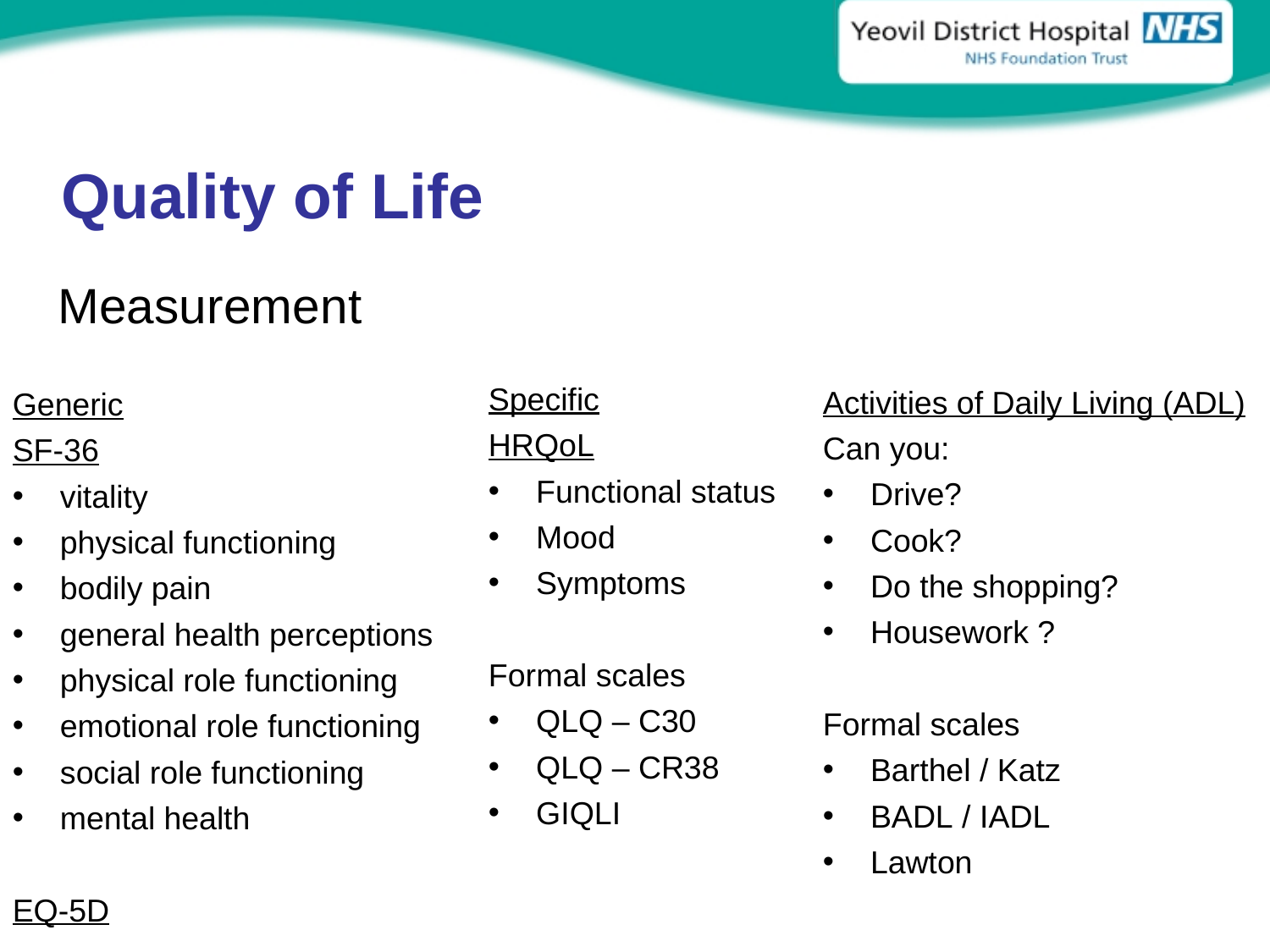# Quality of Life

## Measurement

Generic

SF-36

- vitality
- physical functioning
- bodily pain
- general health perceptions
- physical role functioning
- emotional role functioning
- social role functioning
- mental health

EQ-5D

Specific

HRQoL

- Functional status
- Mood
- Symptoms

Formal scales

- QLQ – C30
- QLQ – CR38
- GIQLI

Activities of Daily Living (ADL)

Can you:

- Drive?
- Cook?
- Do the shopping?
- Housework ?

Formal scales

- Barthel / Katz
- BADL / IADL
- Lawton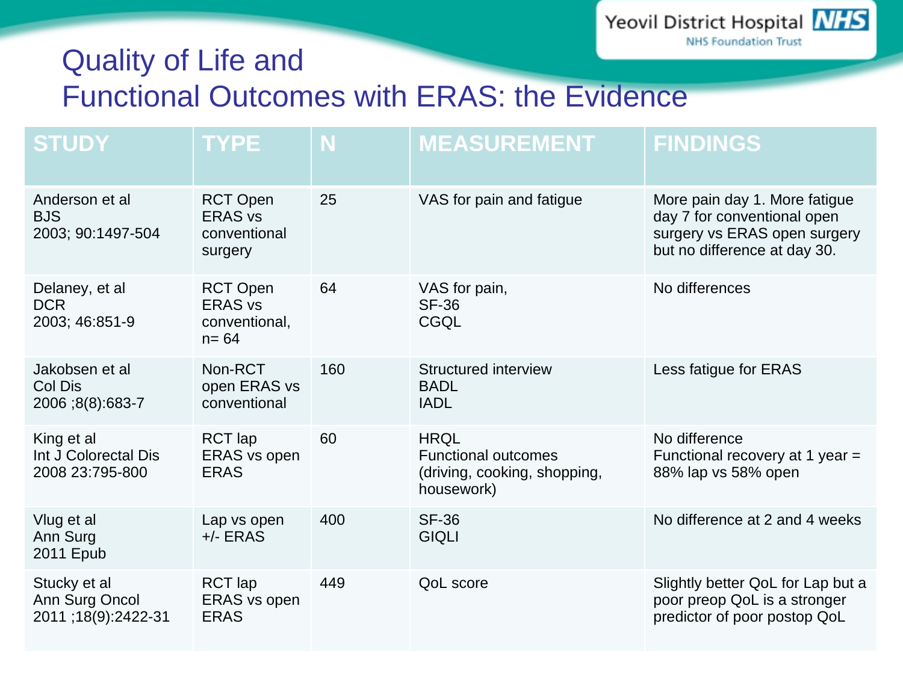# Quality of Life and Functional Outcomes with ERAS: the Evidence

| STUDY | TYPE | N | MEASUREMENT | FINDINGS |
|---|---|---|---|---|
| Anderson et al BJS 2003; 90:1497-504 | RCT Open ERAS vs conventional surgery | 25 | VAS for pain and fatigue | More pain day 1. More fatigue day 7 for conventional open surgery vs ERAS open surgery but no difference at day 30. |
| Delaney, et al DCR 2003; 46:851-9 | RCT Open ERAS vs conventional, n= 64 | 64 | VAS for pain, SF-36 CGQL | No differences |
| Jakobsen et al Col Dis 2006 ;8(8):683-7 | Non-RCT open ERAS vs conventional | 160 | Structured interview BADL IADL | Less fatigue for ERAS |
| King et al Int J Colorectal Dis 2008 23:795-800 | RCT lap ERAS vs open ERAS | 60 | HRQL Functional outcomes (driving, cooking, shopping, housework) | No difference Functional recovery at 1 year = 88% lap vs 58% open |
| Vlug et al Ann Surg 2011 Epub | Lap vs open +/- ERAS | 400 | SF-36 GIQLI | No difference at 2 and 4 weeks |
| Stucky et al Ann Surg Oncol 2011 ;18(9):2422-31 | RCT lap ERAS vs open ERAS | 449 | QoL score | Slightly better QoL for Lap but a poor preop QoL is a stronger predictor of poor postop QoL |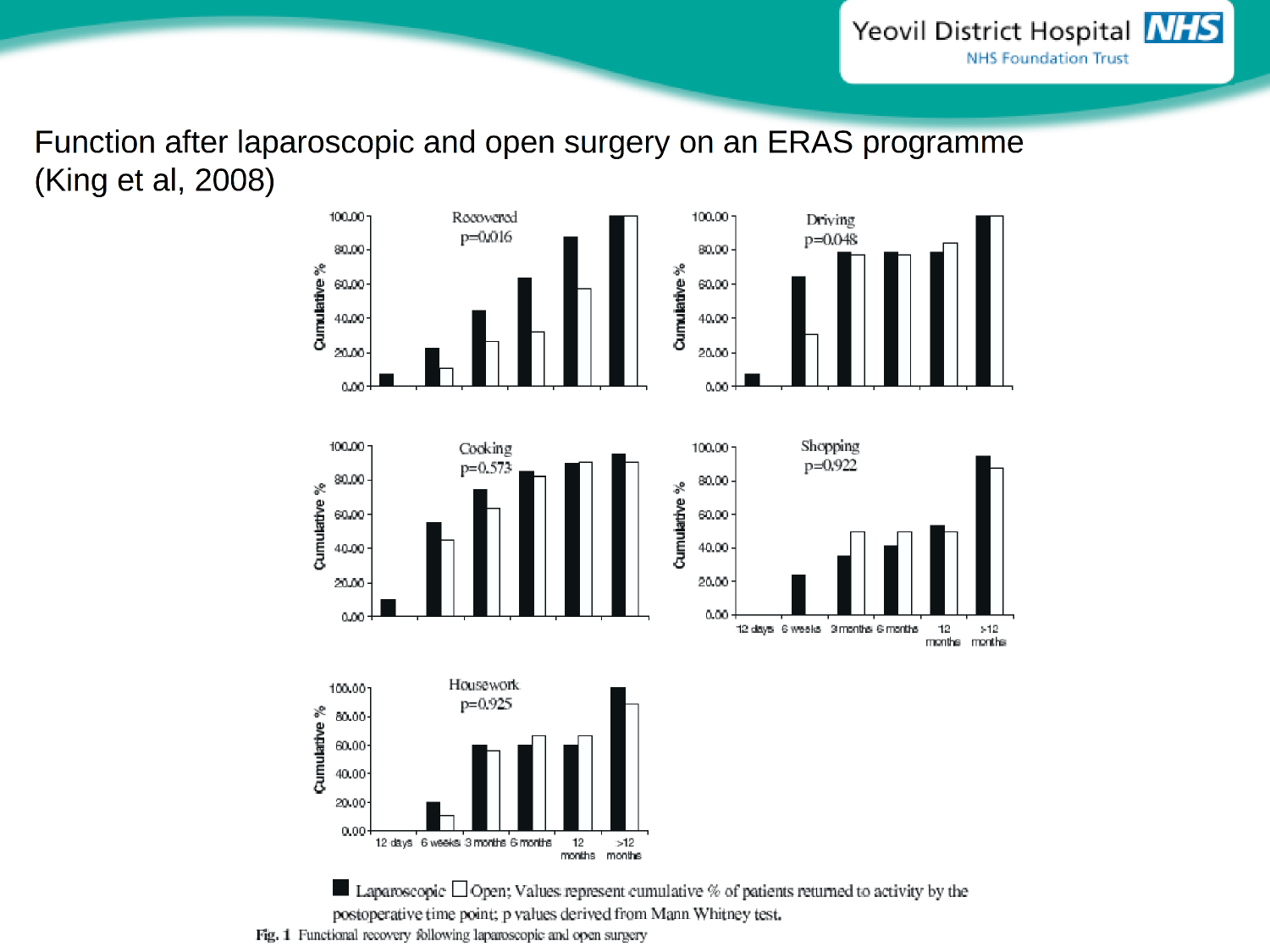# Function after laparoscopic and open surgery on an ERAS programme (King et al, 2008)

■ Laparoscopic □ Open; Values represent cumulative % of patients returned to activity by the postoperative time point; p values derived from Mann Whitney test.

**Fig. 1** Functional recovery following laparoscopic and open surgery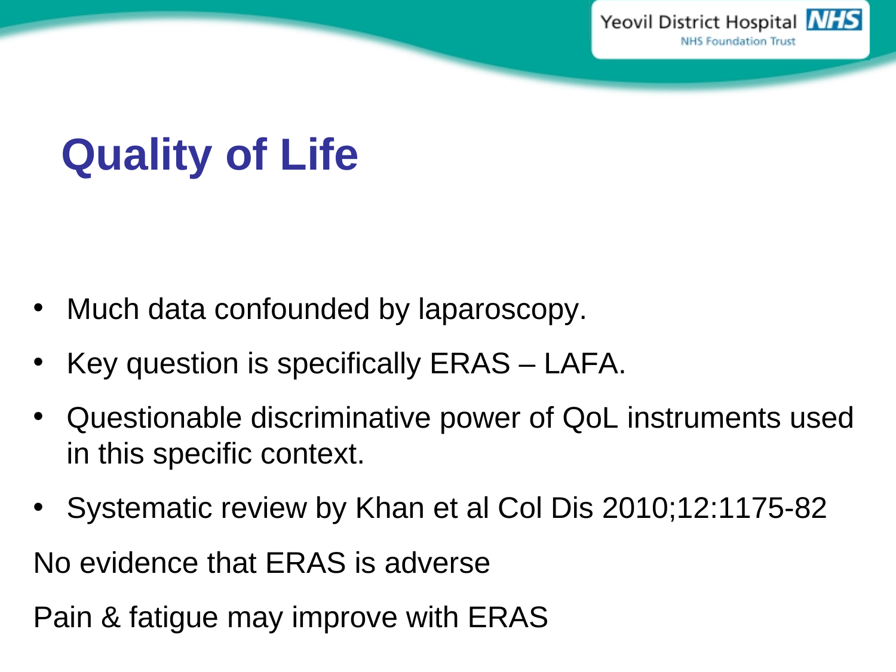# Quality of Life

- Much data confounded by laparoscopy.
- Key question is specifically ERAS – LAFA.
- Questionable discriminative power of QoL instruments used in this specific context.
- Systematic review by Khan et al Col Dis 2010;12:1175-82

No evidence that ERAS is adverse

Pain & fatigue may improve with ERAS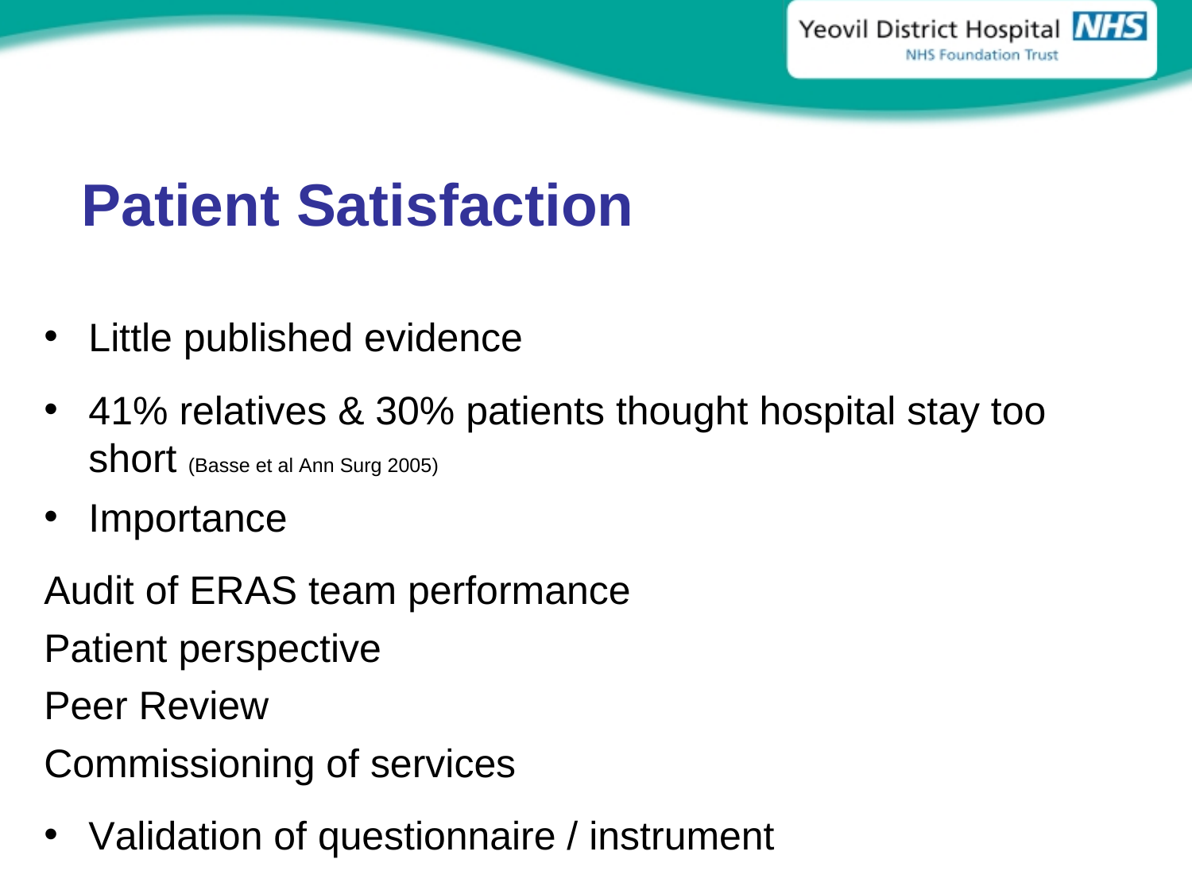# Patient Satisfaction

- Little published evidence
- 41% relatives & 30% patients thought hospital stay too short (Basse et al Ann Surg 2005)
- Importance

Audit of ERAS team performance

Patient perspective

Peer Review

Commissioning of services

- Validation of questionnaire / instrument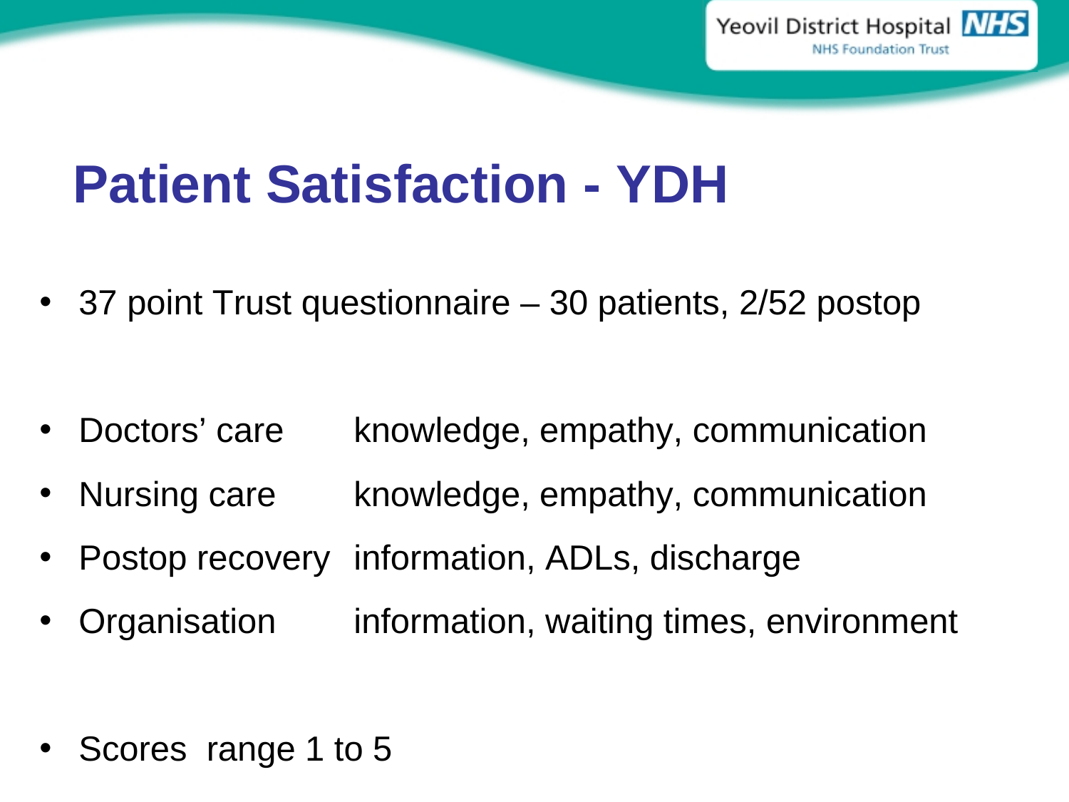# Patient Satisfaction - YDH

- 37 point Trust questionnaire – 30 patients, 2/52 postop

- Doctors' care — knowledge, empathy, communication
- Nursing care — knowledge, empathy, communication
- Postop recovery — information, ADLs, discharge
- Organisation — information, waiting times, environment

- Scores range 1 to 5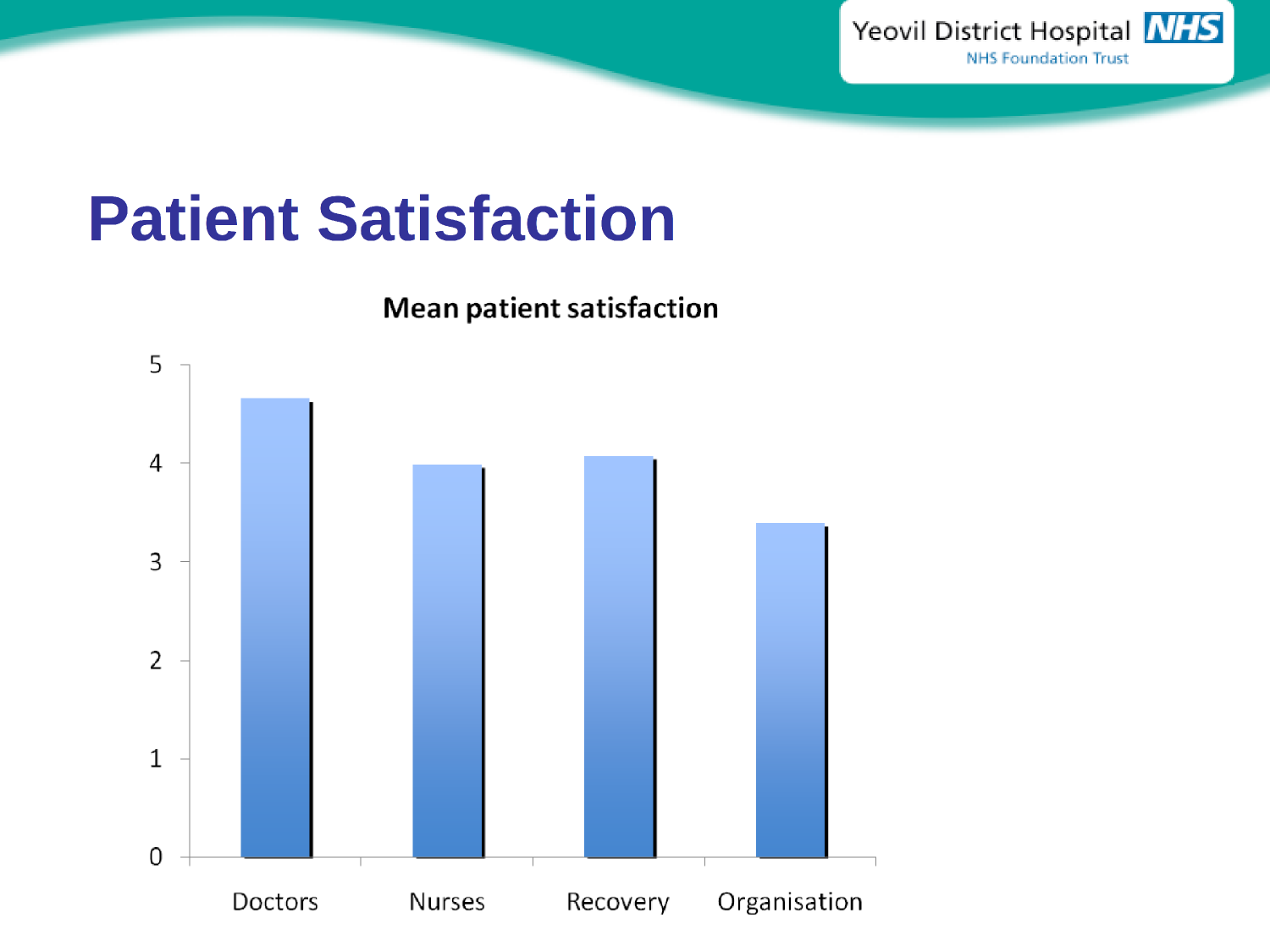# Patient Satisfaction

**Mean patient satisfaction**

| Category | Mean patient satisfaction |
|---|---|
| Doctors | ~4.65 |
| Nurses | ~4.0 |
| Recovery | ~4.05 |
| Organisation | ~3.4 |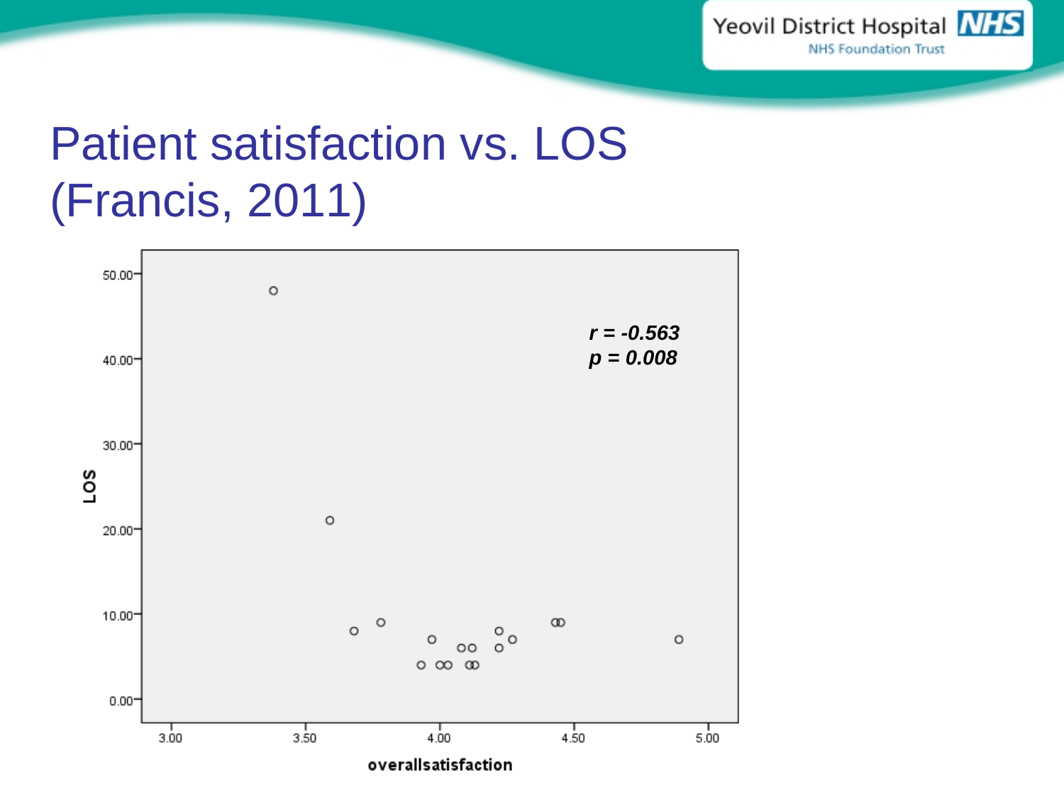# Patient satisfaction vs. LOS (Francis, 2011)

*$r = -0.563$*
*$p = 0.008$*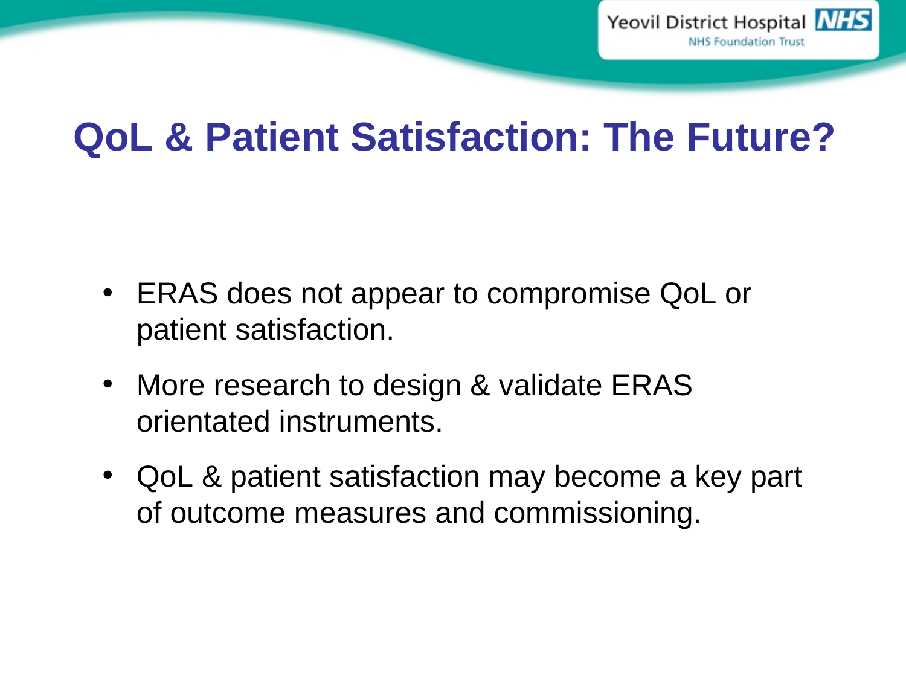# QoL & Patient Satisfaction: The Future?

- ERAS does not appear to compromise QoL or patient satisfaction.
- More research to design & validate ERAS orientated instruments.
- QoL & patient satisfaction may become a key part of outcome measures and commissioning.